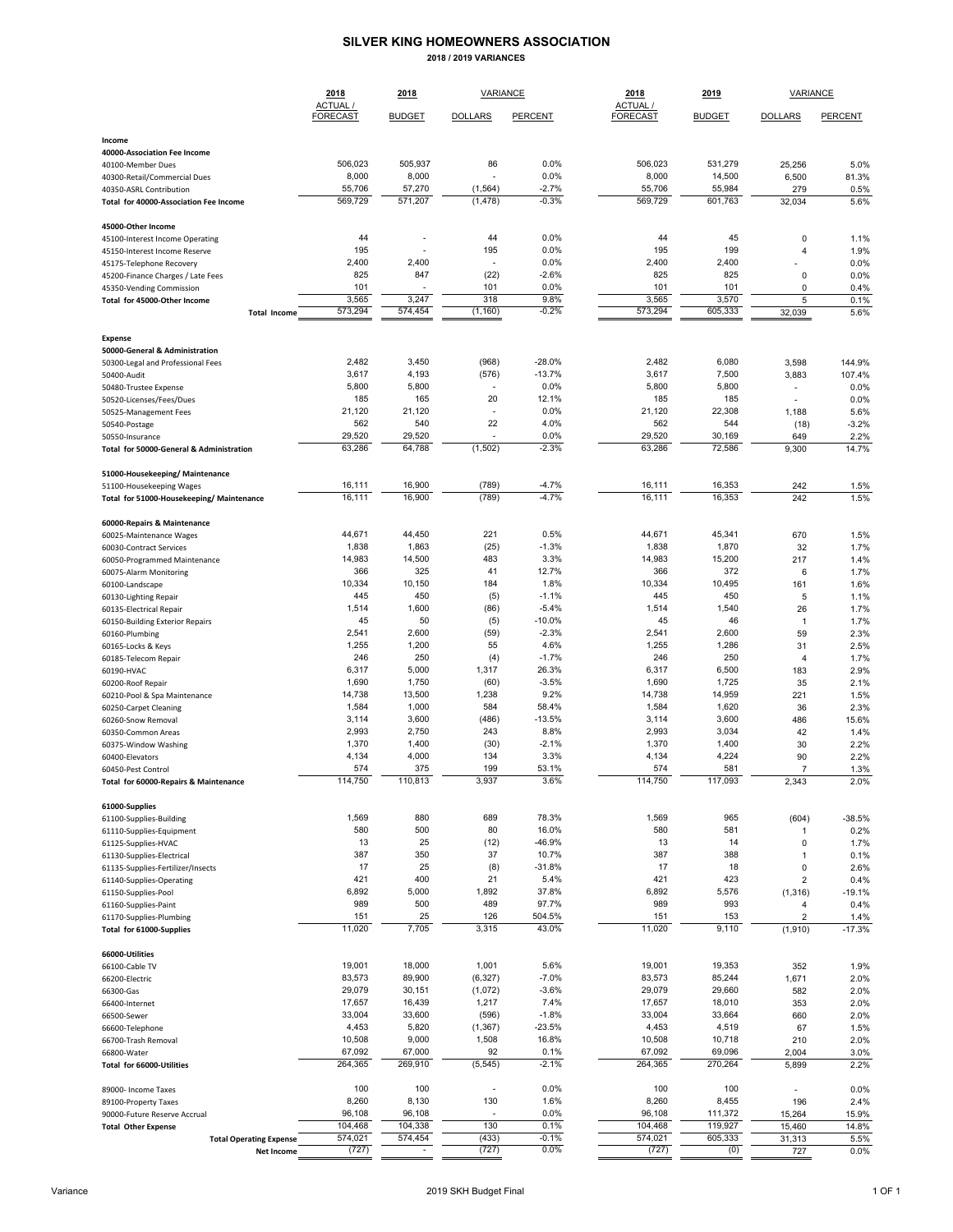# SILVER KING HOMEOWNERS ASSOCIATION

**2018 / 2019 VARIANCES**

| | 2018 ACTUAL / FORECAST | 2018 BUDGET | VARIANCE DOLLARS | VARIANCE PERCENT | 2018 ACTUAL / FORECAST | 2019 BUDGET | VARIANCE DOLLARS | VARIANCE PERCENT |
|---|---|---|---|---|---|---|---|---|
| **Income** | | | | | | | | |
| **40000-Association Fee Income** | | | | | | | | |
| 40100-Member Dues | 506,023 | 505,937 | 86 | 0.0% | 506,023 | 531,279 | 25,256 | 5.0% |
| 40300-Retail/Commercial Dues | 8,000 | 8,000 | - | 0.0% | 8,000 | 14,500 | 6,500 | 81.3% |
| 40350-ASRL Contribution | 55,706 | 57,270 | (1,564) | -2.7% | 55,706 | 55,984 | 279 | 0.5% |
| **Total for 40000-Association Fee Income** | 569,729 | 571,207 | (1,478) | -0.3% | 569,729 | 601,763 | 32,034 | 5.6% |
| **45000-Other Income** | | | | | | | | |
| 45100-Interest Income Operating | 44 | - | 44 | 0.0% | 44 | 45 | 0 | 1.1% |
| 45150-Interest Income Reserve | 195 | - | 195 | 0.0% | 195 | 199 | 4 | 1.9% |
| 45175-Telephone Recovery | 2,400 | 2,400 | - | 0.0% | 2,400 | 2,400 | - | 0.0% |
| 45200-Finance Charges / Late Fees | 825 | 847 | (22) | -2.6% | 825 | 825 | 0 | 0.0% |
| 45350-Vending Commission | 101 | - | 101 | 0.0% | 101 | 101 | 0 | 0.4% |
| **Total for 45000-Other Income** | 3,565 | 3,247 | 318 | 9.8% | 3,565 | 3,570 | 5 | 0.1% |
| **Total Income** | 573,294 | 574,454 | (1,160) | -0.2% | 573,294 | 605,333 | 32,039 | 5.6% |
| **Expense** | | | | | | | | |
| **50000-General & Administration** | | | | | | | | |
| 50300-Legal and Professional Fees | 2,482 | 3,450 | (968) | -28.0% | 2,482 | 6,080 | 3,598 | 144.9% |
| 50400-Audit | 3,617 | 4,193 | (576) | -13.7% | 3,617 | 7,500 | 3,883 | 107.4% |
| 50480-Trustee Expense | 5,800 | 5,800 | - | 0.0% | 5,800 | 5,800 | - | 0.0% |
| 50520-Licenses/Fees/Dues | 185 | 165 | 20 | 12.1% | 185 | 185 | - | 0.0% |
| 50525-Management Fees | 21,120 | 21,120 | - | 0.0% | 21,120 | 22,308 | 1,188 | 5.6% |
| 50540-Postage | 562 | 540 | 22 | 4.0% | 562 | 544 | (18) | -3.2% |
| 50550-Insurance | 29,520 | 29,520 | - | 0.0% | 29,520 | 30,169 | 649 | 2.2% |
| **Total for 50000-General & Administration** | 63,286 | 64,788 | (1,502) | -2.3% | 63,286 | 72,586 | 9,300 | 14.7% |
| **51000-Housekeeping/ Maintenance** | | | | | | | | |
| 51100-Housekeeping Wages | 16,111 | 16,900 | (789) | -4.7% | 16,111 | 16,353 | 242 | 1.5% |
| **Total for 51000-Housekeeping/ Maintenance** | 16,111 | 16,900 | (789) | -4.7% | 16,111 | 16,353 | 242 | 1.5% |
| **60000-Repairs & Maintenance** | | | | | | | | |
| 60025-Maintenance Wages | 44,671 | 44,450 | 221 | 0.5% | 44,671 | 45,341 | 670 | 1.5% |
| 60030-Contract Services | 1,838 | 1,863 | (25) | -1.3% | 1,838 | 1,870 | 32 | 1.7% |
| 60050-Programmed Maintenance | 14,983 | 14,500 | 483 | 3.3% | 14,983 | 15,200 | 217 | 1.4% |
| 60075-Alarm Monitoring | 366 | 325 | 41 | 12.7% | 366 | 372 | 6 | 1.7% |
| 60100-Landscape | 10,334 | 10,150 | 184 | 1.8% | 10,334 | 10,495 | 161 | 1.6% |
| 60130-Lighting Repair | 445 | 450 | (5) | -1.1% | 445 | 450 | 5 | 1.1% |
| 60135-Electrical Repair | 1,514 | 1,600 | (86) | -5.4% | 1,514 | 1,540 | 26 | 1.7% |
| 60150-Building Exterior Repairs | 45 | 50 | (5) | -10.0% | 45 | 46 | 1 | 1.7% |
| 60160-Plumbing | 2,541 | 2,600 | (59) | -2.3% | 2,541 | 2,600 | 59 | 2.3% |
| 60165-Locks & Keys | 1,255 | 1,200 | 55 | 4.6% | 1,255 | 1,286 | 31 | 2.5% |
| 60185-Telecom Repair | 246 | 250 | (4) | -1.7% | 246 | 250 | 4 | 1.7% |
| 60190-HVAC | 6,317 | 5,000 | 1,317 | 26.3% | 6,317 | 6,500 | 183 | 2.9% |
| 60200-Roof Repair | 1,690 | 1,750 | (60) | -3.5% | 1,690 | 1,725 | 35 | 2.1% |
| 60210-Pool & Spa Maintenance | 14,738 | 13,500 | 1,238 | 9.2% | 14,738 | 14,959 | 221 | 1.5% |
| 60250-Carpet Cleaning | 1,584 | 1,000 | 584 | 58.4% | 1,584 | 1,620 | 36 | 2.3% |
| 60260-Snow Removal | 3,114 | 3,600 | (486) | -13.5% | 3,114 | 3,600 | 486 | 15.6% |
| 60350-Common Areas | 2,993 | 2,750 | 243 | 8.8% | 2,993 | 3,034 | 42 | 1.4% |
| 60375-Window Washing | 1,370 | 1,400 | (30) | -2.1% | 1,370 | 1,400 | 30 | 2.2% |
| 60400-Elevators | 4,134 | 4,000 | 134 | 3.3% | 4,134 | 4,224 | 90 | 2.2% |
| 60450-Pest Control | 574 | 375 | 199 | 53.1% | 574 | 581 | 7 | 1.3% |
| **Total for 60000-Repairs & Maintenance** | 114,750 | 110,813 | 3,937 | 3.6% | 114,750 | 117,093 | 2,343 | 2.0% |
| **61000-Supplies** | | | | | | | | |
| 61100-Supplies-Building | 1,569 | 880 | 689 | 78.3% | 1,569 | 965 | (604) | -38.5% |
| 61110-Supplies-Equipment | 580 | 500 | 80 | 16.0% | 580 | 581 | 1 | 0.2% |
| 61125-Supplies-HVAC | 13 | 25 | (12) | -46.9% | 13 | 14 | 0 | 1.7% |
| 61130-Supplies-Electrical | 387 | 350 | 37 | 10.7% | 387 | 388 | 1 | 0.1% |
| 61135-Supplies-Fertilizer/Insects | 17 | 25 | (8) | -31.8% | 17 | 18 | 0 | 2.6% |
| 61140-Supplies-Operating | 421 | 400 | 21 | 5.4% | 421 | 423 | 2 | 0.4% |
| 61150-Supplies-Pool | 6,892 | 5,000 | 1,892 | 37.8% | 6,892 | 5,576 | (1,316) | -19.1% |
| 61160-Supplies-Paint | 989 | 500 | 489 | 97.7% | 989 | 993 | 4 | 0.4% |
| 61170-Supplies-Plumbing | 151 | 25 | 126 | 504.5% | 151 | 153 | 2 | 1.4% |
| **Total for 61000-Supplies** | 11,020 | 7,705 | 3,315 | 43.0% | 11,020 | 9,110 | (1,910) | -17.3% |
| **66000-Utilities** | | | | | | | | |
| 66100-Cable TV | 19,001 | 18,000 | 1,001 | 5.6% | 19,001 | 19,353 | 352 | 1.9% |
| 66200-Electric | 83,573 | 89,900 | (6,327) | -7.0% | 83,573 | 85,244 | 1,671 | 2.0% |
| 66300-Gas | 29,079 | 30,151 | (1,072) | -3.6% | 29,079 | 29,660 | 582 | 2.0% |
| 66400-Internet | 17,657 | 16,439 | 1,217 | 7.4% | 17,657 | 18,010 | 353 | 2.0% |
| 66500-Sewer | 33,004 | 33,600 | (596) | -1.8% | 33,004 | 33,664 | 660 | 2.0% |
| 66600-Telephone | 4,453 | 5,820 | (1,367) | -23.5% | 4,453 | 4,519 | 67 | 1.5% |
| 66700-Trash Removal | 10,508 | 9,000 | 1,508 | 16.8% | 10,508 | 10,718 | 210 | 2.0% |
| 66800-Water | 67,092 | 67,000 | 92 | 0.1% | 67,092 | 69,096 | 2,004 | 3.0% |
| **Total for 66000-Utilities** | 264,365 | 269,910 | (5,545) | -2.1% | 264,365 | 270,264 | 5,899 | 2.2% |
| 89000- Income Taxes | 100 | 100 | - | 0.0% | 100 | 100 | - | 0.0% |
| 89100-Property Taxes | 8,260 | 8,130 | 130 | 1.6% | 8,260 | 8,455 | 196 | 2.4% |
| 90000-Future Reserve Accrual | 96,108 | 96,108 | - | 0.0% | 96,108 | 111,372 | 15,264 | 15.9% |
| **Total Other Expense** | 104,468 | 104,338 | 130 | 0.1% | 104,468 | 119,927 | 15,460 | 14.8% |
| **Total Operating Expense** | 574,021 | 574,454 | (433) | -0.1% | 574,021 | 605,333 | 31,313 | 5.5% |
| **Net Income** | (727) | - | (727) | 0.0% | (727) | (0) | 727 | 0.0% |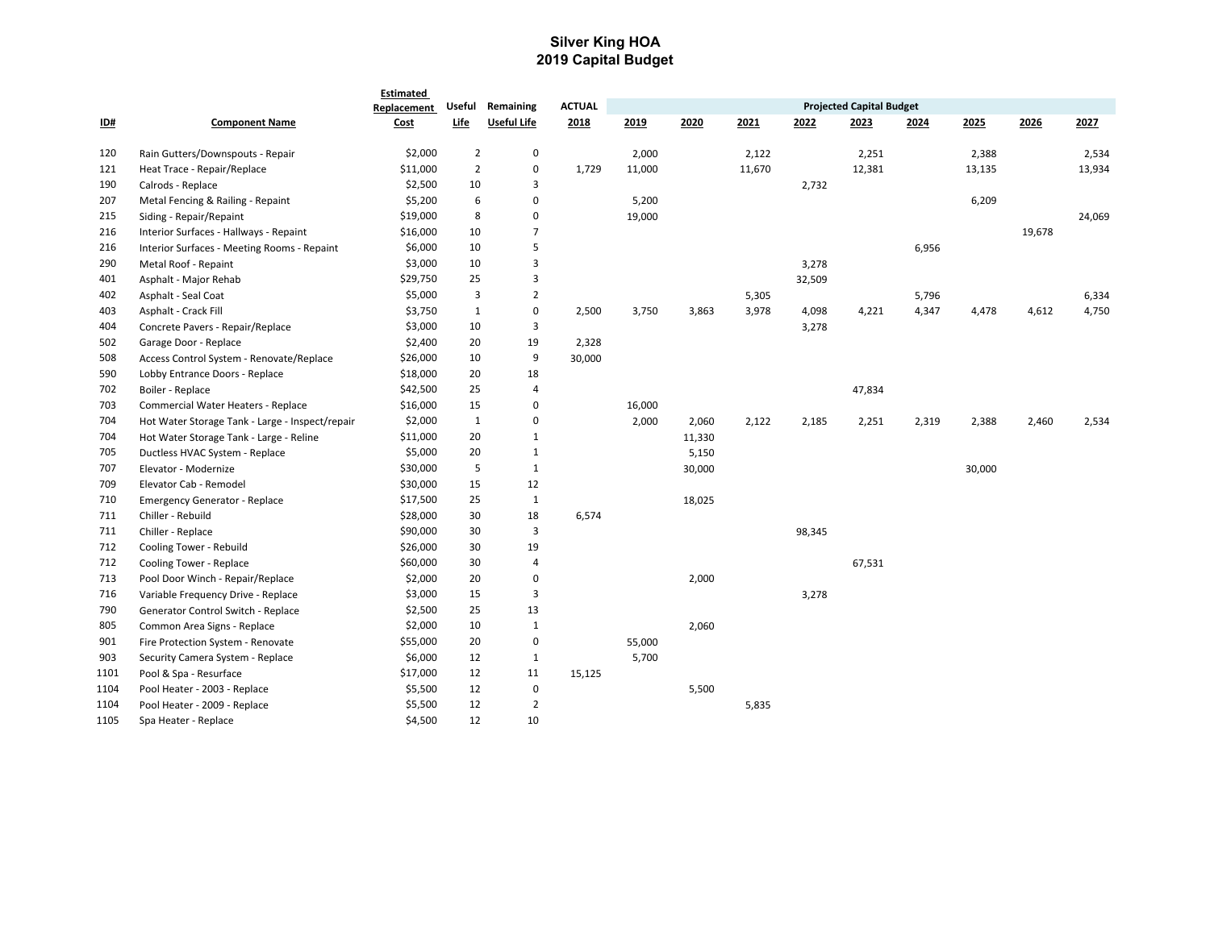# Silver King HOA
## 2019 Capital Budget

| ID# | Component Name | Estimated Replacement Cost | Useful Life | Remaining Useful Life | ACTUAL 2018 | Projected Capital Budget 2019 | 2020 | 2021 | 2022 | 2023 | 2024 | 2025 | 2026 | 2027 |
|---|---|---|---|---|---|---|---|---|---|---|---|---|---|---|
| 120 | Rain Gutters/Downspouts - Repair | $2,000 | 2 | 0 | | 2,000 | | 2,122 | | 2,251 | | 2,388 | | 2,534 |
| 121 | Heat Trace - Repair/Replace | $11,000 | 2 | 0 | 1,729 | 11,000 | | 11,670 | | 12,381 | | 13,135 | | 13,934 |
| 190 | Calrods - Replace | $2,500 | 10 | 3 | | | | | 2,732 | | | | | |
| 207 | Metal Fencing & Railing - Repaint | $5,200 | 6 | 0 | | 5,200 | | | | | | 6,209 | | |
| 215 | Siding - Repair/Repaint | $19,000 | 8 | 0 | | 19,000 | | | | | | | | 24,069 |
| 216 | Interior Surfaces - Hallways - Repaint | $16,000 | 10 | 7 | | | | | | | | | 19,678 | |
| 216 | Interior Surfaces - Meeting Rooms - Repaint | $6,000 | 10 | 5 | | | | | | | 6,956 | | | |
| 290 | Metal Roof - Repaint | $3,000 | 10 | 3 | | | | | 3,278 | | | | | |
| 401 | Asphalt - Major Rehab | $29,750 | 25 | 3 | | | | | 32,509 | | | | | |
| 402 | Asphalt - Seal Coat | $5,000 | 3 | 2 | | | | 5,305 | | | 5,796 | | | 6,334 |
| 403 | Asphalt - Crack Fill | $3,750 | 1 | 0 | 2,500 | 3,750 | 3,863 | 3,978 | 4,098 | 4,221 | 4,347 | 4,478 | 4,612 | 4,750 |
| 404 | Concrete Pavers - Repair/Replace | $3,000 | 10 | 3 | | | | | 3,278 | | | | | |
| 502 | Garage Door - Replace | $2,400 | 20 | 19 | 2,328 | | | | | | | | | |
| 508 | Access Control System - Renovate/Replace | $26,000 | 10 | 9 | 30,000 | | | | | | | | | |
| 590 | Lobby Entrance Doors - Replace | $18,000 | 20 | 18 | | | | | | | | | | |
| 702 | Boiler - Replace | $42,500 | 25 | 4 | | | | | | 47,834 | | | | |
| 703 | Commercial Water Heaters - Replace | $16,000 | 15 | 0 | | 16,000 | | | | | | | | |
| 704 | Hot Water Storage Tank - Large - Inspect/repair | $2,000 | 1 | 0 | | 2,000 | 2,060 | 2,122 | 2,185 | 2,251 | 2,319 | 2,388 | 2,460 | 2,534 |
| 704 | Hot Water Storage Tank - Large - Reline | $11,000 | 20 | 1 | | | 11,330 | | | | | | | |
| 705 | Ductless HVAC System - Replace | $5,000 | 20 | 1 | | | 5,150 | | | | | | | |
| 707 | Elevator - Modernize | $30,000 | 5 | 1 | | | 30,000 | | | | | 30,000 | | |
| 709 | Elevator Cab - Remodel | $30,000 | 15 | 12 | | | | | | | | | | |
| 710 | Emergency Generator - Replace | $17,500 | 25 | 1 | | | 18,025 | | | | | | | |
| 711 | Chiller - Rebuild | $28,000 | 30 | 18 | 6,574 | | | | | | | | | |
| 711 | Chiller - Replace | $90,000 | 30 | 3 | | | | | 98,345 | | | | | |
| 712 | Cooling Tower - Rebuild | $26,000 | 30 | 19 | | | | | | | | | | |
| 712 | Cooling Tower - Replace | $60,000 | 30 | 4 | | | | | | 67,531 | | | | |
| 713 | Pool Door Winch - Repair/Replace | $2,000 | 20 | 0 | | | 2,000 | | | | | | | |
| 716 | Variable Frequency Drive - Replace | $3,000 | 15 | 3 | | | | | 3,278 | | | | | |
| 790 | Generator Control Switch - Replace | $2,500 | 25 | 13 | | | | | | | | | | |
| 805 | Common Area Signs - Replace | $2,000 | 10 | 1 | | | 2,060 | | | | | | | |
| 901 | Fire Protection System - Renovate | $55,000 | 20 | 0 | | 55,000 | | | | | | | | |
| 903 | Security Camera System - Replace | $6,000 | 12 | 1 | | 5,700 | | | | | | | | |
| 1101 | Pool & Spa - Resurface | $17,000 | 12 | 11 | 15,125 | | | | | | | | | |
| 1104 | Pool Heater - 2003 - Replace | $5,500 | 12 | 0 | | | 5,500 | | | | | | | |
| 1104 | Pool Heater - 2009 - Replace | $5,500 | 12 | 2 | | | | 5,835 | | | | | | |
| 1105 | Spa Heater - Replace | $4,500 | 12 | 10 | | | | | | | | | | |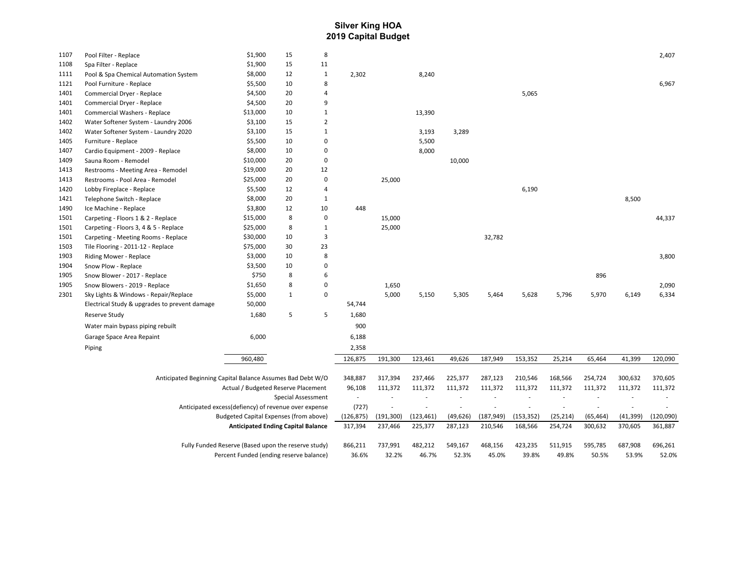# Silver King HOA
## 2019 Capital Budget

| | | | | | | | | | | | | | | |
|---|---|---|---|---|---|---|---|---|---|---|---|---|---|---|
| 1107 | Pool Filter - Replace | $1,900 | 15 | 8 | | | | | | | | | | 2,407 |
| 1108 | Spa Filter - Replace | $1,900 | 15 | 11 | | | | | | | | | | |
| 1111 | Pool & Spa Chemical Automation System | $8,000 | 12 | 1 | 2,302 | | 8,240 | | | | | | | |
| 1121 | Pool Furniture - Replace | $5,500 | 10 | 8 | | | | | | | | | | 6,967 |
| 1401 | Commercial Dryer - Replace | $4,500 | 20 | 4 | | | | | | 5,065 | | | | |
| 1401 | Commercial Dryer - Replace | $4,500 | 20 | 9 | | | | | | | | | | |
| 1401 | Commercial Washers - Replace | $13,000 | 10 | 1 | | | 13,390 | | | | | | | |
| 1402 | Water Softener System - Laundry 2006 | $3,100 | 15 | 2 | | | | | | | | | | |
| 1402 | Water Softener System - Laundry 2020 | $3,100 | 15 | 1 | | | 3,193 | 3,289 | | | | | | |
| 1405 | Furniture - Replace | $5,500 | 10 | 0 | | | 5,500 | | | | | | | |
| 1407 | Cardio Equipment - 2009 - Replace | $8,000 | 10 | 0 | | | 8,000 | | | | | | | |
| 1409 | Sauna Room - Remodel | $10,000 | 20 | 0 | | | | 10,000 | | | | | | |
| 1413 | Restrooms - Meeting Area - Remodel | $19,000 | 20 | 12 | | | | | | | | | | |
| 1413 | Restrooms - Pool Area - Remodel | $25,000 | 20 | 0 | | 25,000 | | | | | | | | |
| 1420 | Lobby Fireplace - Replace | $5,500 | 12 | 4 | | | | | | 6,190 | | | | |
| 1421 | Telephone Switch - Replace | $8,000 | 20 | 1 | | | | | | | | | 8,500 | |
| 1490 | Ice Machine - Replace | $3,800 | 12 | 10 | 448 | | | | | | | | | |
| 1501 | Carpeting - Floors 1 & 2 - Replace | $15,000 | 8 | 0 | | 15,000 | | | | | | | | 44,337 |
| 1501 | Carpeting - Floors 3, 4 & 5 - Replace | $25,000 | 8 | 1 | | 25,000 | | | | | | | | |
| 1501 | Carpeting - Meeting Rooms - Replace | $30,000 | 10 | 3 | | | | | 32,782 | | | | | |
| 1503 | Tile Flooring - 2011-12 - Replace | $75,000 | 30 | 23 | | | | | | | | | | |
| 1903 | Riding Mower - Replace | $3,000 | 10 | 8 | | | | | | | | | | 3,800 |
| 1904 | Snow Plow - Replace | $3,500 | 10 | 0 | | | | | | | | | | |
| 1905 | Snow Blower - 2017 - Replace | $750 | 8 | 6 | | | | | | | | 896 | | |
| 1905 | Snow Blowers - 2019 - Replace | $1,650 | 8 | 0 | | 1,650 | | | | | | | | 2,090 |
| 2301 | Sky Lights & Windows - Repair/Replace | $5,000 | 1 | 0 | | 5,000 | 5,150 | 5,305 | 5,464 | 5,628 | 5,796 | 5,970 | 6,149 | 6,334 |
| | Electrical Study & upgrades to prevent damage | 50,000 | | | 54,744 | | | | | | | | | |
| | Reserve Study | 1,680 | 5 | 5 | 1,680 | | | | | | | | | |
| | Water main bypass piping rebuilt | | | | 900 | | | | | | | | | |
| | Garage Space Area Repaint | 6,000 | | | 6,188 | | | | | | | | | |
| | Piping | | | | 2,358 | | | | | | | | | |
| | | 960,480 | | | 126,875 | 191,300 | 123,461 | 49,626 | 187,949 | 153,352 | 25,214 | 65,464 | 41,399 | 120,090 |
| | Anticipated Beginning Capital Balance Assumes Bad Debt W/O | | | | 348,887 | 317,394 | 237,466 | 225,377 | 287,123 | 210,546 | 168,566 | 254,724 | 300,632 | 370,605 |
| | Actual / Budgeted Reserve Placement | | | | 96,108 | 111,372 | 111,372 | 111,372 | 111,372 | 111,372 | 111,372 | 111,372 | 111,372 | 111,372 |
| | Special Assessment | | | | - | - | - | - | - | - | - | - | - | - |
| | Anticipated excess(defiency) of revenue over expense | | | | (727) | - | - | - | - | - | - | - | - | - |
| | Budgeted Capital Expenses (from above) | | | | (126,875) | (191,300) | (123,461) | (49,626) | (187,949) | (153,352) | (25,214) | (65,464) | (41,399) | (120,090) |
| | **Anticipated Ending Capital Balance** | | | | 317,394 | 237,466 | 225,377 | 287,123 | 210,546 | 168,566 | 254,724 | 300,632 | 370,605 | 361,887 |
| | Fully Funded Reserve (Based upon the reserve study) | | | | 866,211 | 737,991 | 482,212 | 549,167 | 468,156 | 423,235 | 511,915 | 595,785 | 687,908 | 696,261 |
| | Percent Funded (ending reserve balance) | | | | 36.6% | 32.2% | 46.7% | 52.3% | 45.0% | 39.8% | 49.8% | 50.5% | 53.9% | 52.0% |